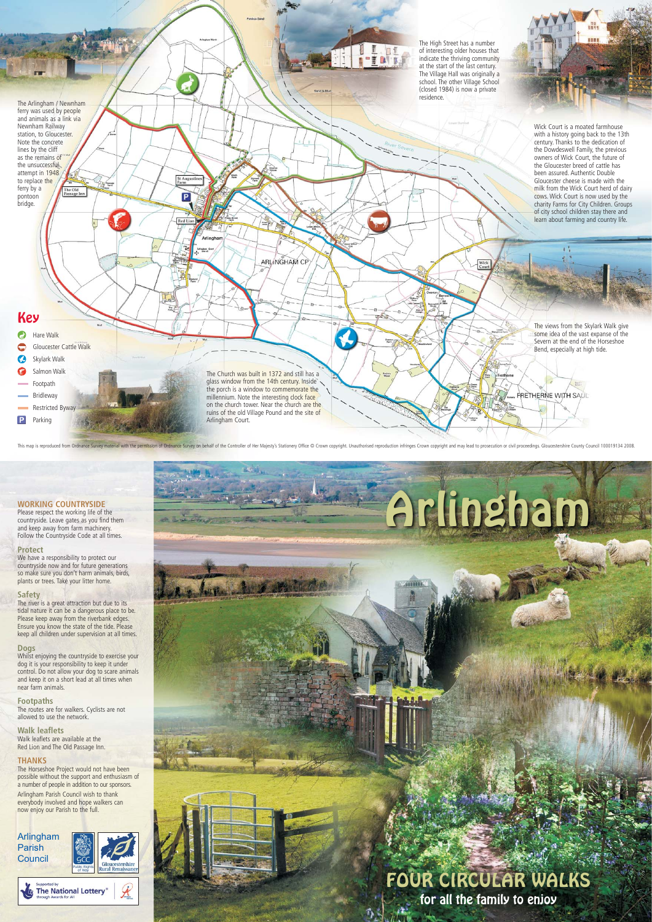The Arlingham / Newnham ferry was used by people and animals as a link via Newnham Railway station, to Gloucester. Note the concrete lines by the cliff as the remains of the unsuccessful attempt in 1948 to replace the ferry by a pontoon bridge.

The High Street has a number of interesting older houses that indicate the thriving community at the start of the last century. The Village Hall was originally a school. The other Village School (closed 1984) is now a private residence.

Wick Court is a moated farmhouse with a history going back to the 13th century. Thanks to the dedication of the Dowdeswell Family, the previous owners of Wick Court, the future of the Gloucester breed of cattle has been assured. Authentic Double Gloucester cheese is made with the milk from the Wick Court herd of dairy cows. Wick Court is now used by the charity Farms for City Children. Groups of city school children stay there and learn about farming and country life.

The views from the Skylark Walk give some idea of the vast expanse of the Severn at the end of the Horseshoe Bend, especially at high tide.

The Church was built in 1372 and still has a glass window from the 14th century. Inside the porch is a window to commemorate the millennium. Note the interesting clock face on the church tower. Near the church are the ruins of the old Village Pound and the site of Arlingham Court.

## Key

- Hare Walk
- Gloucester Cattle Walk
- Skylark Walk
- Salmon Walk
- Footpath
- Bridleway
- Restricted Byway
- Parking

This map is reproduced from Ordnance Survey material with the permission of Ordnance Survey on behalf of the Controller of Her Majesty's Stationery Office © Crown copyright. Unauthorised reproduction infringes Crown copyright and may lead to prosecution or civil proceedings. Gloucestershire County Council 100019134 2008.

### WORKING COUNTRYSIDE

Please respect the working life of the countryside. Leave gates as you find them and keep away from farm machinery. Follow the Countryside Code at all times.

### Protect

We have a responsibility to protect our countryside now and for future generations so make sure you don't harm animals, birds, plants or trees. Take your litter home.

### Safety

The river is a great attraction but due to its tidal nature it can be a dangerous place to be. Please keep away from the riverbank edges. Ensure you know the state of the tide. Please keep all children under supervision at all times.

### Dogs

Whilst enjoying the countryside to exercise your dog it is your responsibility to keep it under control. Do not allow your dog to scare animals and keep it on a short lead at all times when near farm animals.

### Footpaths

The routes are for walkers. Cyclists are not allowed to use the network.

### Walk leaflets

Walk leaflets are available at the Red Lion and The Old Passage Inn.

### THANKS

The Horseshoe Project would not have been possible without the support and enthusiasm of a number of people in addition to our sponsors.

Arlingham Parish Council wish to thank everybody involved and hope walkers can now enjoy our Parish to the full.

Arlingham Parish Council

Supported by The National Lottery® through Awards for All

# Arlingham

## FOUR CIRCULAR WALKS

### for all the family to enjoy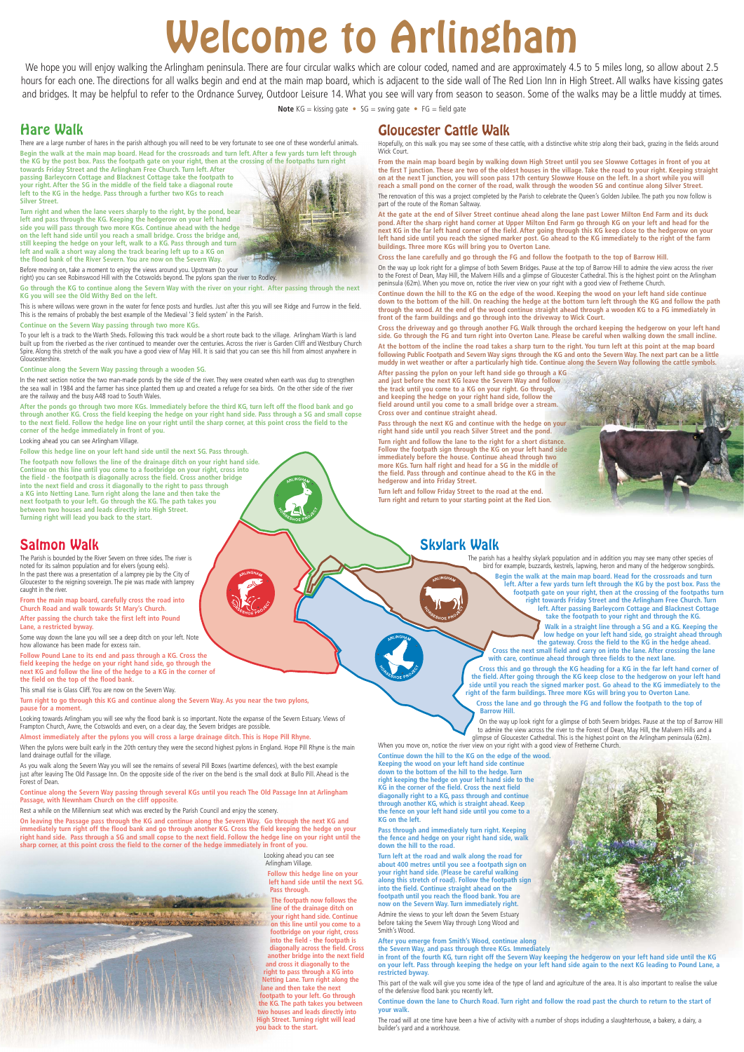# Welcome to Arlingham

We hope you will enjoy walking the Arlingham peninsula. There are four circular walks which are colour coded, named and are approximately 4.5 to 5 miles long, so allow about 2.5 hours for each one. The directions for all walks begin and end at the main map board, which is adjacent to the side wall of The Red Lion Inn in High Street. All walks have kissing gates and bridges. It may be helpful to refer to the Ordnance Survey, Outdoor Leisure 14. What you see will vary from season to season. Some of the walks may be a little muddy at times.

**Note** KG = kissing gate • SG = swing gate • FG = field gate

## Hare Walk

There are a large number of hares in the parish although you will need to be very fortunate to see one of these wonderful animals.

**Begin the walk at the main map board. Head for the crossroads and turn left. After a few yards turn left through the KG by the post box. Pass the footpath gate on your right, then at the crossing of the footpaths turn right towards Friday Street and the Arlingham Free Church. Turn left. After passing Barleycorn Cottage and Blacknest Cottage take the footpath to your right. After the SG in the middle of the field take a diagonal route left to the KG in the hedge. Pass through a further two KGs to reach Silver Street.**

**Turn right and when the lane veers sharply to the right, by the pond, bear left and pass through the KG. Keeping the hedgerow on your left hand side you will pass through two more KGs. Continue ahead with the hedge on the left hand side until you reach a small bridge. Cross the bridge and, still keeping the hedge on your left, walk to a KG. Pass through and turn left and walk a short way along the track bearing left up to a KG on the flood bank of the River Severn. You are now on the Severn Way.**

Before moving on, take a moment to enjoy the views around you. Upstream (to your right) you can see Robinswood Hill with the Cotswolds beyond. The pylons span the river to Rodley.

**Go through the KG to continue along the Severn Way with the river on your right. After passing through the next KG you will see the Old Withy Bed on the left.**

This is where willows were grown in the water for fence posts and hurdles. Just after this you will see Ridge and Furrow in the field. This is the remains of probably the best example of the Medieval '3 field system' in the Parish.

**Continue on the Severn Way passing through two more KGs.**

To your left is a track to the Warth Sheds. Following this track would be a short route back to the village. Arlingham Warth is land built up from the riverbed as the river continued to meander over the centuries. Across the river is Garden Cliff and Westbury Church Spire. Along this stretch of the walk you have a good view of May Hill. It is said that you can see this hill from almost anywhere in Gloucestershire.

**Continue along the Severn Way passing through a wooden SG.**

In the next section notice the two man-made ponds by the side of the river. They were created when earth was dug to strengthen the sea wall in 1984 and the farmer has since planted them up and created a refuge for sea birds. On the other side of the river are the railway and the busy A48 road to South Wales.

**After the ponds go through two more KGs. Immediately before the third KG, turn left off the flood bank and go through another KG. Cross the field keeping the hedge on your right hand side. Pass through a SG and small copse to the next field. Follow the hedge line on your right until the sharp corner, at this point cross the field to the corner of the hedge immediately in front of you.**

Looking ahead you can see Arlingham Village.

**Follow this hedge line on your left hand side until the next SG. Pass through.**

**The footpath now follows the line of the drainage ditch on your right hand side. Continue on this line until you come to a footbridge on your right, cross into the field - the footpath is diagonally across the field. Cross another bridge into the next field and cross it diagonally to the right to pass through a KG into Netting Lane. Turn right along the lane and then take the next footpath to your left. Go through the KG. The path takes you between two houses and leads directly into High Street. Turning right will lead you back to the start.**

## Gloucester Cattle Walk

Hopefully, on this walk you may see some of these cattle, with a distinctive white strip along their back, grazing in the fields around Wick Court.

**From the main map board begin by walking down High Street until you see Slowwe Cottages in front of you at the first T junction. These are two of the oldest houses in the village. Take the road to your right. Keeping straight on at the next T junction, you will soon pass 17th century Slowwe House on the left. In a short while you will reach a small pond on the corner of the road, walk through the wooden SG and continue along Silver Street.**

The renovation of this was a project completed by the Parish to celebrate the Queen's Golden Jubilee. The path you now follow is part of the route of the Roman Saltway.

**At the gate at the end of Silver Street continue ahead along the lane past Lower Milton End Farm and its duck pond. After the sharp right hand corner at Upper Milton End Farm go through KG on your left and head for the next KG in the far left hand corner of the field. After going through this KG keep close to the hedgerow on your left hand side until you reach the signed marker post. Go ahead to the KG immediately to the right of the farm buildings. Three more KGs will bring you to Overton Lane.**

**Cross the lane carefully and go through the FG and follow the footpath to the top of Barrow Hill.**

On the way up look right for a glimpse of both Severn Bridges. Pause at the top of Barrow Hill to admire the view across the river to the Forest of Dean, May Hill, the Malvern Hills and a glimpse of Gloucester Cathedral. This is the highest point on the Arlingham peninsula (62m). When you move on, notice the river view on your right with a good view of Fretherne Church.

**Continue down the hill to the KG on the edge of the wood. Keeping the wood on your left hand side continue down to the bottom of the hill. On reaching the hedge at the bottom turn left through the KG and follow the path through the wood. At the end of the wood continue straight ahead through a wooden KG to a FG immediately in front of the farm buildings and go through into the driveway to Wick Court.**

**Cross the driveway and go through another FG. Walk through the orchard keeping the hedgerow on your left hand side. Go through the FG and turn right into Overton Lane. Please be careful when walking down the small incline.**

**At the bottom of the incline the road takes a sharp turn to the right. You turn left at this point at the map board following Public Footpath and Severn Way signs through the KG and onto the Severn Way. The next part can be a little muddy in wet weather or after a particularly high tide. Continue along the Severn Way following the cattle symbols.**

**After passing the pylon on your left hand side go through a KG and just before the next KG leave the Severn Way and follow the track until you come to a KG on your right. Go through, and keeping the hedge on your right hand side, follow the field around until you come to a small bridge over a stream. Cross over and continue straight ahead.**

**Pass through the next KG and continue with the hedge on your right hand side until you reach Silver Street and the pond.**

**Turn right and follow the lane to the right for a short distance. Follow the footpath sign through the KG on your left hand side immediately before the house. Continue ahead through two more KGs. Turn half right and head for a SG in the middle of the field. Pass through and continue ahead to the KG in the hedgerow and into Friday Street.**

**Turn left and follow Friday Street to the road at the end. Turn right and return to your starting point at the Red Lion.**

## Salmon Walk

The Parish is bounded by the River Severn on three sides. The river is noted for its salmon population and for elvers (young eels). In the past there was a presentation of a lamprey pie by the City of Gloucester to the reigning sovereign. The pie was made with lamprey caught in the river.

**From the main map board, carefully cross the road into Church Road and walk towards St Mary's Church.**

**After passing the church take the first left into Pound Lane, a restricted byway.**

Some way down the lane you will see a deep ditch on your left. Note how allowance has been made for excess rain.

**Follow Pound Lane to its end and pass through a KG. Cross the field keeping the hedge on your right hand side, go through the next KG and follow the line of the hedge to a KG in the corner of the field on the top of the flood bank.**

This small rise is Glass Cliff. You are now on the Severn Way.

**Turn right to go through this KG and continue along the Severn Way. As you near the two pylons, pause for a moment.**

Looking towards Arlingham you will see why the flood bank is so important. Note the expanse of the Severn Estuary. Views of Frampton Church, Awre, the Cotswolds and even, on a clear day, the Severn bridges are possible.

**Almost immediately after the pylons you will cross a large drainage ditch. This is Hope Pill Rhyne.**

When the pylons were built early in the 20th century they were the second highest pylons in England. Hope Pill Rhyne is the main land drainage outfall for the village.

As you walk along the Severn Way you will see the remains of several Pill Boxes (wartime defences), with the best example just after leaving The Old Passage Inn. On the opposite side of the river on the bend is the small dock at Bullo Pill. Ahead is the Forest of Dean.

**Continue along the Severn Way passing through several KGs until you reach The Old Passage Inn at Arlingham Passage, with Newnham Church on the cliff opposite.**

Rest a while on the Millennium seat which was erected by the Parish Council and enjoy the scenery.

**On leaving the Passage pass through the KG and continue along the Severn Way. Go through the next KG and immediately turn right off the flood bank and go through another KG. Cross the field keeping the hedge on your right hand side. Pass through a SG and small copse to the next field. Follow the hedge line on your right until the sharp corner, at this point cross the field to the corner of the hedge immediately in front of you.**

Looking ahead you can see Arlingham Village.

**Follow this hedge line on your left hand side until the next SG. Pass through.**

**The footpath now follows the line of the drainage ditch on your right hand side. Continue on this line until you come to a footbridge on your right, cross into the field - the footpath is diagonally across the field. Cross another bridge into the next field and cross it diagonally to the right to pass through a KG into Netting Lane. Turn right along the lane and then take the next footpath to your left. Go through the KG. The path takes you between two houses and leads directly into High Street. Turning right will lead you back to the start.**

## Skylark Walk

The parish has a healthy skylark population and in addition you may see many other species of bird for example, buzzards, kestrels, lapwing, heron and many of the hedgerow songbirds.

**Begin the walk at the main map board. Head for the crossroads and turn left. After a few yards turn left through the KG by the post box. Pass the footpath gate on your right, then at the crossing of the footpaths turn right towards Friday Street and the Arlingham Free Church. Turn left. After passing Barleycorn Cottage and Blacknest Cottage take the footpath to your right and through the KG.**

**Walk in a straight line through a SG and a KG. Keeping the low hedge on your left hand side, go straight ahead through the gateway. Cross the field to the KG in the hedge ahead.**

**Cross the next small field and carry on into the lane. After crossing the lane with care, continue ahead through three fields to the next lane.**

**Cross this and go through the KG heading for a KG in the far left hand corner of the field. After going through the KG keep close to the hedgerow on your left hand side until you reach the signed marker post. Go ahead to the KG immediately to the right of the farm buildings. Three more KGs will bring you to Overton Lane.**

**Cross the lane and go through the FG and follow the footpath to the top of Barrow Hill.**

On the way up look right for a glimpse of both Severn bridges. Pause at the top of Barrow Hill to admire the view across the river to the Forest of Dean, May Hill, the Malvern Hills and a glimpse of Gloucester Cathedral. This is the highest point on the Arlingham peninsula (62m). When you move on, notice the river view on your right with a good view of Fretherne Church.

**Continue down the hill to the KG on the edge of the wood. Keeping the wood on your left hand side continue down to the bottom of the hill to the hedge. Turn right keeping the hedge on your left hand side to the KG in the corner of the field. Cross the next field diagonally right to a KG, pass through and continue through another KG, which is straight ahead. Keep the fence on your left hand side until you come to a KG on the left.**

**Pass through and immediately turn right. Keeping the fence and hedge on your right hand side, walk down the hill to the road.**

**Turn left at the road and walk along the road for about 400 metres until you see a footpath sign on your right hand side. (Please be careful walking along this stretch of road). Follow the footpath sign into the field. Continue straight ahead on the footpath until you reach the flood bank. You are now on the Severn Way. Turn immediately right.**

Admire the views to your left down the Severn Estuary before taking the Severn Way through Long Wood and Smith's Wood.

**After you emerge from Smith's Wood, continue along the Severn Way, and pass through three KGs. Immediately in front of the fourth KG, turn right off the Severn Way keeping the hedgerow on your left hand side until the KG on your left. Pass through keeping the hedge on your left hand side again to the next KG leading to Pound Lane, a restricted byway.**

This part of the walk will give you some idea of the type of land and agriculture of the area. It is also important to realise the value of the defensive flood bank you recently left.

**Continue down the lane to Church Road. Turn right and follow the road past the church to return to the start of your walk.**

The road will at one time have been a hive of activity with a number of shops including a slaughterhouse, a bakery, a dairy, a builder's yard and a workhouse.